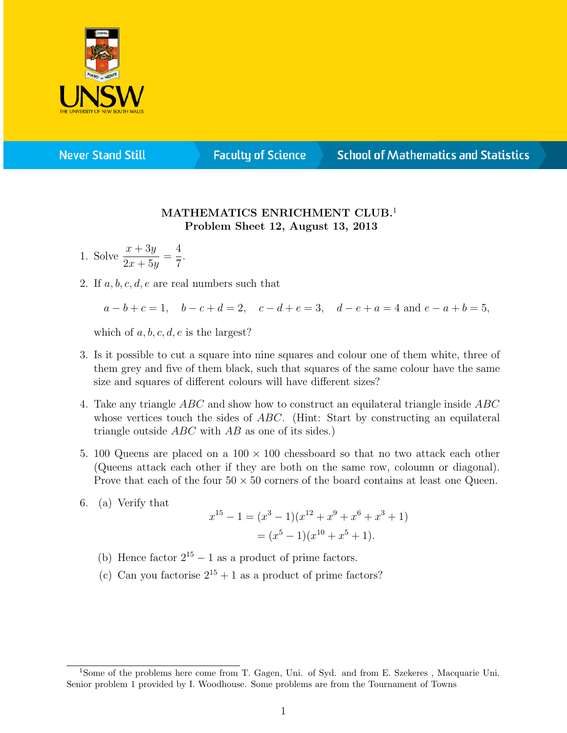# MATHEMATICS ENRICHMENT CLUB.[1]

## Problem Sheet 12, August 13, 2013

1. Solve $\dfrac{x+3y}{2x+5y} = \dfrac{4}{7}$.

2. If $a, b, c, d, e$ are real numbers such that

   $$a - b + c = 1, \quad b - c + d = 2, \quad c - d + e = 3, \quad d - e + a = 4 \text{ and } e - a + b = 5,$$

   which of $a, b, c, d, e$ is the largest?

3. Is it possible to cut a square into nine squares and colour one of them white, three of them grey and five of them black, such that squares of the same colour have the same size and squares of different colours will have different sizes?

4. Take any triangle $ABC$ and show how to construct an equilateral triangle inside $ABC$ whose vertices touch the sides of $ABC$. (Hint: Start by constructing an equilateral triangle outside $ABC$ with $AB$ as one of its sides.)

5. 100 Queens are placed on a $100 \times 100$ chessboard so that no two attack each other (Queens attack each other if they are both on the same row, coloumn or diagonal). Prove that each of the four $50 \times 50$ corners of the board contains at least one Queen.

6. (a) Verify that

   $$\begin{aligned} x^{15} - 1 &= (x^3 - 1)(x^{12} + x^9 + x^6 + x^3 + 1) \\ &= (x^5 - 1)(x^{10} + x^5 + 1). \end{aligned}$$

   (b) Hence factor $2^{15} - 1$ as a product of prime factors.

   (c) Can you factorise $2^{15} + 1$ as a product of prime factors?

---

[1] Some of the problems here come from T. Gagen, Uni. of Syd. and from E. Szekeres , Macquarie Uni. Senior problem 1 provided by I. Woodhouse. Some problems are from the Tournament of Towns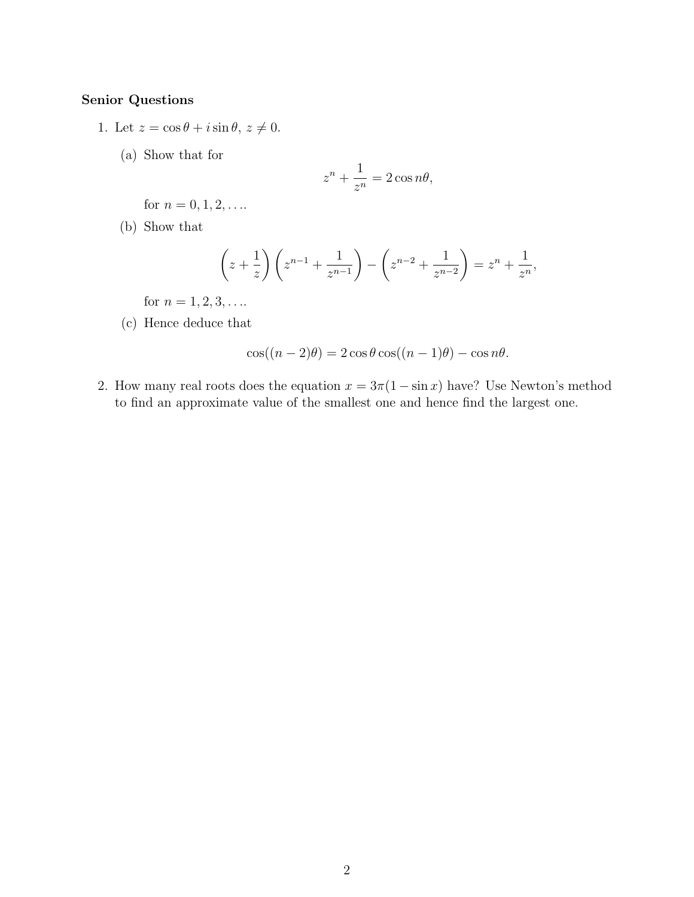**Senior Questions**

1. Let $z = \cos\theta + i\sin\theta$, $z \neq 0$.

   (a) Show that for
   $$z^n + \frac{1}{z^n} = 2\cos n\theta,$$
   for $n = 0, 1, 2, \ldots$.

   (b) Show that
   $$\left(z + \frac{1}{z}\right)\left(z^{n-1} + \frac{1}{z^{n-1}}\right) - \left(z^{n-2} + \frac{1}{z^{n-2}}\right) = z^n + \frac{1}{z^n},$$
   for $n = 1, 2, 3, \ldots$.

   (c) Hence deduce that
   $$\cos((n-2)\theta) = 2\cos\theta\cos((n-1)\theta) - \cos n\theta.$$

2. How many real roots does the equation $x = 3\pi(1 - \sin x)$ have? Use Newton's method to find an approximate value of the smallest one and hence find the largest one.